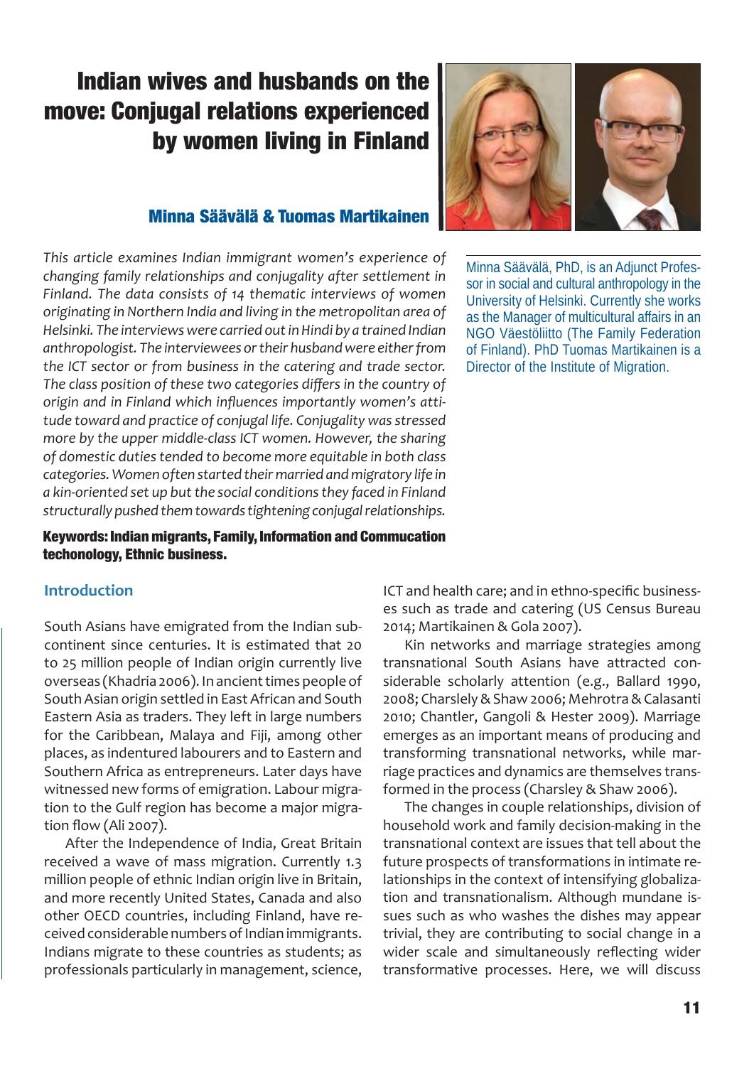# Indian wives and husbands on the move: Conjugal relations experienced by women living in Finland

**Minna Säävälä & Tuomas Martikainen**

Minna Säävälä, PhD, is an Adjunct Professor in social and cultural anthropology in the University of Helsinki. Currently she works as the Manager of multicultural affairs in an NGO Väestöliitto (The Family Federation of Finland). PhD Tuomas Martikainen is a Director of the Institute of Migration.

*This article examines Indian immigrant women's experience of changing family relationships and conjugality after settlement in Finland. The data consists of 14 thematic interviews of women originating in Northern India and living in the metropolitan area of Helsinki. The interviews were carried out in Hindi by a trained Indian anthropologist. The interviewees or their husband were either from the ICT sector or from business in the catering and trade sector. The class position of these two categories differs in the country of origin and in Finland which influences importantly women's attitude toward and practice of conjugal life. Conjugality was stressed more by the upper middle-class ICT women. However, the sharing of domestic duties tended to become more equitable in both class categories. Women often started their married and migratory life in a kin-oriented set up but the social conditions they faced in Finland structurally pushed them towards tightening conjugal relationships.*

**Keywords: Indian migrants, Family, Information and Commucation techonology, Ethnic business.**

## Introduction

South Asians have emigrated from the Indian subcontinent since centuries. It is estimated that 20 to 25 million people of Indian origin currently live overseas (Khadria 2006). In ancient times people of South Asian origin settled in East African and South Eastern Asia as traders. They left in large numbers for the Caribbean, Malaya and Fiji, among other places, as indentured labourers and to Eastern and Southern Africa as entrepreneurs. Later days have witnessed new forms of emigration. Labour migration to the Gulf region has become a major migration flow (Ali 2007).

After the Independence of India, Great Britain received a wave of mass migration. Currently 1.3 million people of ethnic Indian origin live in Britain, and more recently United States, Canada and also other OECD countries, including Finland, have received considerable numbers of Indian immigrants. Indians migrate to these countries as students; as professionals particularly in management, science, ICT and health care; and in ethno-specific businesses such as trade and catering (US Census Bureau 2014; Martikainen & Gola 2007).

Kin networks and marriage strategies among transnational South Asians have attracted considerable scholarly attention (e.g., Ballard 1990, 2008; Charslely & Shaw 2006; Mehrotra & Calasanti 2010; Chantler, Gangoli & Hester 2009). Marriage emerges as an important means of producing and transforming transnational networks, while marriage practices and dynamics are themselves transformed in the process (Charsley & Shaw 2006).

The changes in couple relationships, division of household work and family decision-making in the transnational context are issues that tell about the future prospects of transformations in intimate relationships in the context of intensifying globalization and transnationalism. Although mundane issues such as who washes the dishes may appear trivial, they are contributing to social change in a wider scale and simultaneously reflecting wider transformative processes. Here, we will discuss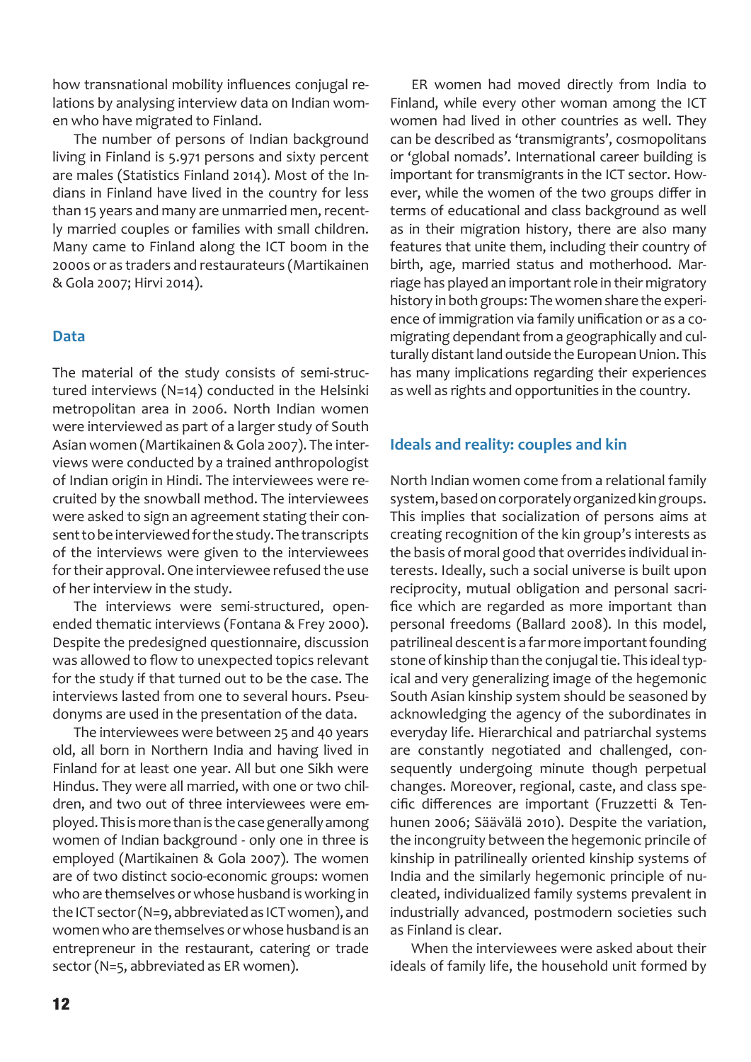how transnational mobility influences conjugal relations by analysing interview data on Indian women who have migrated to Finland.

The number of persons of Indian background living in Finland is 5.971 persons and sixty percent are males (Statistics Finland 2014). Most of the Indians in Finland have lived in the country for less than 15 years and many are unmarried men, recently married couples or families with small children. Many came to Finland along the ICT boom in the 2000s or as traders and restaurateurs (Martikainen & Gola 2007; Hirvi 2014).

## Data

The material of the study consists of semi-structured interviews (N=14) conducted in the Helsinki metropolitan area in 2006. North Indian women were interviewed as part of a larger study of South Asian women (Martikainen & Gola 2007). The interviews were conducted by a trained anthropologist of Indian origin in Hindi. The interviewees were recruited by the snowball method. The interviewees were asked to sign an agreement stating their consent to be interviewed for the study. The transcripts of the interviews were given to the interviewees for their approval. One interviewee refused the use of her interview in the study.

The interviews were semi-structured, open-ended thematic interviews (Fontana & Frey 2000). Despite the predesigned questionnaire, discussion was allowed to flow to unexpected topics relevant for the study if that turned out to be the case. The interviews lasted from one to several hours. Pseudonyms are used in the presentation of the data.

The interviewees were between 25 and 40 years old, all born in Northern India and having lived in Finland for at least one year. All but one Sikh were Hindus. They were all married, with one or two children, and two out of three interviewees were employed. This is more than is the case generally among women of Indian background - only one in three is employed (Martikainen & Gola 2007). The women are of two distinct socio-economic groups: women who are themselves or whose husband is working in the ICT sector (N=9, abbreviated as ICT women), and women who are themselves or whose husband is an entrepreneur in the restaurant, catering or trade sector (N=5, abbreviated as ER women).

ER women had moved directly from India to Finland, while every other woman among the ICT women had lived in other countries as well. They can be described as 'transmigrants', cosmopolitans or 'global nomads'. International career building is important for transmigrants in the ICT sector. However, while the women of the two groups differ in terms of educational and class background as well as in their migration history, there are also many features that unite them, including their country of birth, age, married status and motherhood. Marriage has played an important role in their migratory history in both groups: The women share the experience of immigration via family unification or as a co-migrating dependant from a geographically and culturally distant land outside the European Union. This has many implications regarding their experiences as well as rights and opportunities in the country.

## Ideals and reality: couples and kin

North Indian women come from a relational family system, based on corporately organized kin groups. This implies that socialization of persons aims at creating recognition of the kin group's interests as the basis of moral good that overrides individual interests. Ideally, such a social universe is built upon reciprocity, mutual obligation and personal sacrifice which are regarded as more important than personal freedoms (Ballard 2008). In this model, patrilineal descent is a far more important founding stone of kinship than the conjugal tie. This ideal typical and very generalizing image of the hegemonic South Asian kinship system should be seasoned by acknowledging the agency of the subordinates in everyday life. Hierarchical and patriarchal systems are constantly negotiated and challenged, consequently undergoing minute though perpetual changes. Moreover, regional, caste, and class specific differences are important (Fruzzetti & Tenhunen 2006; Säävälä 2010). Despite the variation, the incongruity between the hegemonic princile of kinship in patrilineally oriented kinship systems of India and the similarly hegemonic principle of nucleated, individualized family systems prevalent in industrially advanced, postmodern societies such as Finland is clear.

When the interviewees were asked about their ideals of family life, the household unit formed by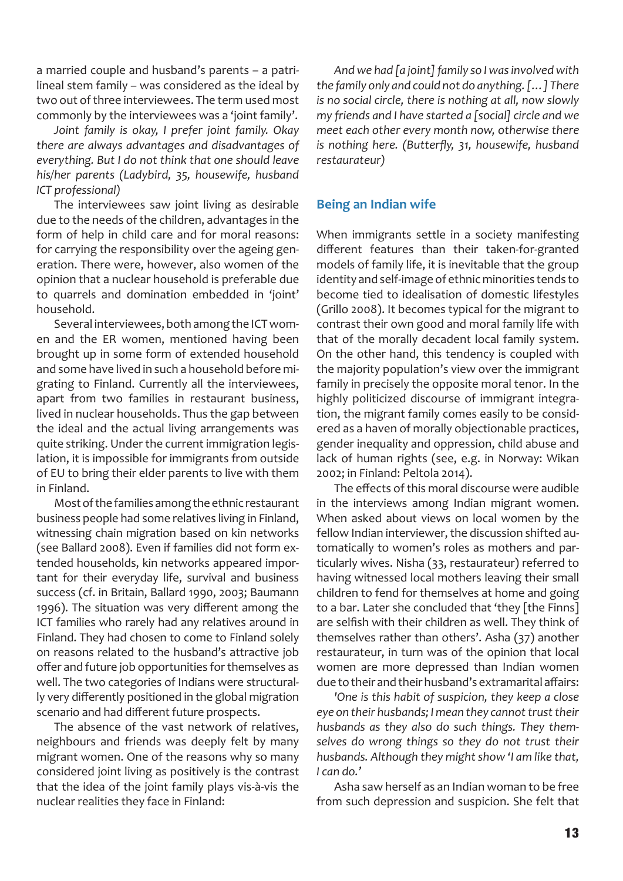a married couple and husband's parents – a patrilineal stem family – was considered as the ideal by two out of three interviewees. The term used most commonly by the interviewees was a 'joint family'.

*Joint family is okay, I prefer joint family. Okay there are always advantages and disadvantages of everything. But I do not think that one should leave his/her parents (Ladybird, 35, housewife, husband ICT professional)*

The interviewees saw joint living as desirable due to the needs of the children, advantages in the form of help in child care and for moral reasons: for carrying the responsibility over the ageing generation. There were, however, also women of the opinion that a nuclear household is preferable due to quarrels and domination embedded in 'joint' household.

Several interviewees, both among the ICT women and the ER women, mentioned having been brought up in some form of extended household and some have lived in such a household before migrating to Finland. Currently all the interviewees, apart from two families in restaurant business, lived in nuclear households. Thus the gap between the ideal and the actual living arrangements was quite striking. Under the current immigration legislation, it is impossible for immigrants from outside of EU to bring their elder parents to live with them in Finland.

Most of the families among the ethnic restaurant business people had some relatives living in Finland, witnessing chain migration based on kin networks (see Ballard 2008). Even if families did not form extended households, kin networks appeared important for their everyday life, survival and business success (cf. in Britain, Ballard 1990, 2003; Baumann 1996). The situation was very different among the ICT families who rarely had any relatives around in Finland. They had chosen to come to Finland solely on reasons related to the husband's attractive job offer and future job opportunities for themselves as well. The two categories of Indians were structurally very differently positioned in the global migration scenario and had different future prospects.

The absence of the vast network of relatives, neighbours and friends was deeply felt by many migrant women. One of the reasons why so many considered joint living as positively is the contrast that the idea of the joint family plays vis-à-vis the nuclear realities they face in Finland:

*And we had [a joint] family so I was involved with the family only and could not do anything. […] There is no social circle, there is nothing at all, now slowly my friends and I have started a [social] circle and we meet each other every month now, otherwise there is nothing here. (Butterfly, 31, housewife, husband restaurateur)*

## Being an Indian wife

When immigrants settle in a society manifesting different features than their taken-for-granted models of family life, it is inevitable that the group identity and self-image of ethnic minorities tends to become tied to idealisation of domestic lifestyles (Grillo 2008). It becomes typical for the migrant to contrast their own good and moral family life with that of the morally decadent local family system. On the other hand, this tendency is coupled with the majority population's view over the immigrant family in precisely the opposite moral tenor. In the highly politicized discourse of immigrant integration, the migrant family comes easily to be considered as a haven of morally objectionable practices, gender inequality and oppression, child abuse and lack of human rights (see, e.g. in Norway: Wikan 2002; in Finland: Peltola 2014).

The effects of this moral discourse were audible in the interviews among Indian migrant women. When asked about views on local women by the fellow Indian interviewer, the discussion shifted automatically to women's roles as mothers and particularly wives. Nisha (33, restaurateur) referred to having witnessed local mothers leaving their small children to fend for themselves at home and going to a bar. Later she concluded that 'they [the Finns] are selfish with their children as well. They think of themselves rather than others'. Asha (37) another restaurateur, in turn was of the opinion that local women are more depressed than Indian women due to their and their husband's extramarital affairs:

*'One is this habit of suspicion, they keep a close eye on their husbands; I mean they cannot trust their husbands as they also do such things. They themselves do wrong things so they do not trust their husbands. Although they might show 'I am like that, I can do.'*

Asha saw herself as an Indian woman to be free from such depression and suspicion. She felt that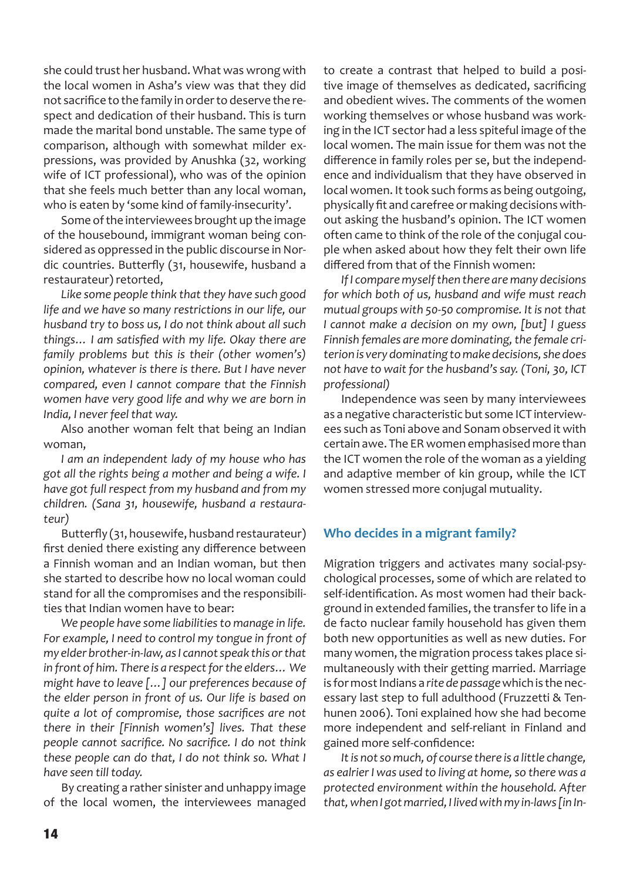she could trust her husband. What was wrong with the local women in Asha's view was that they did not sacrifice to the family in order to deserve the respect and dedication of their husband. This is turn made the marital bond unstable. The same type of comparison, although with somewhat milder expressions, was provided by Anushka (32, working wife of ICT professional), who was of the opinion that she feels much better than any local woman, who is eaten by 'some kind of family-insecurity'.

Some of the interviewees brought up the image of the housebound, immigrant woman being considered as oppressed in the public discourse in Nordic countries. Butterfly (31, housewife, husband a restaurateur) retorted,

*Like some people think that they have such good life and we have so many restrictions in our life, our husband try to boss us, I do not think about all such things… I am satisfied with my life. Okay there are family problems but this is their (other women's) opinion, whatever is there is there. But I have never compared, even I cannot compare that the Finnish women have very good life and why we are born in India, I never feel that way.*

Also another woman felt that being an Indian woman,

*I am an independent lady of my house who has got all the rights being a mother and being a wife. I have got full respect from my husband and from my children. (Sana 31, housewife, husband a restaurateur)*

Butterfly (31, housewife, husband restaurateur) first denied there existing any difference between a Finnish woman and an Indian woman, but then she started to describe how no local woman could stand for all the compromises and the responsibilities that Indian women have to bear:

*We people have some liabilities to manage in life. For example, I need to control my tongue in front of my elder brother-in-law, as I cannot speak this or that in front of him. There is a respect for the elders… We might have to leave […] our preferences because of the elder person in front of us. Our life is based on quite a lot of compromise, those sacrifices are not there in their [Finnish women's] lives. That these people cannot sacrifice. No sacrifice. I do not think these people can do that, I do not think so. What I have seen till today.*

By creating a rather sinister and unhappy image of the local women, the interviewees managed to create a contrast that helped to build a positive image of themselves as dedicated, sacrificing and obedient wives. The comments of the women working themselves or whose husband was working in the ICT sector had a less spiteful image of the local women. The main issue for them was not the difference in family roles per se, but the independence and individualism that they have observed in local women. It took such forms as being outgoing, physically fit and carefree or making decisions without asking the husband's opinion. The ICT women often came to think of the role of the conjugal couple when asked about how they felt their own life differed from that of the Finnish women:

*If I compare myself then there are many decisions for which both of us, husband and wife must reach mutual groups with 50-50 compromise. It is not that I cannot make a decision on my own, [but] I guess Finnish females are more dominating, the female criterion is very dominating to make decisions, she does not have to wait for the husband's say. (Toni, 30, ICT professional)*

Independence was seen by many interviewees as a negative characteristic but some ICT interviewees such as Toni above and Sonam observed it with certain awe. The ER women emphasised more than the ICT women the role of the woman as a yielding and adaptive member of kin group, while the ICT women stressed more conjugal mutuality.

## Who decides in a migrant family?

Migration triggers and activates many social-psychological processes, some of which are related to self-identification. As most women had their background in extended families, the transfer to life in a de facto nuclear family household has given them both new opportunities as well as new duties. For many women, the migration process takes place simultaneously with their getting married. Marriage is for most Indians a *rite de passage* which is the necessary last step to full adulthood (Fruzzetti & Tenhunen 2006). Toni explained how she had become more independent and self-reliant in Finland and gained more self-confidence:

*It is not so much, of course there is a little change, as ealrier I was used to living at home, so there was a protected environment within the household. After that, when I got married, I lived with my in-laws [in In-*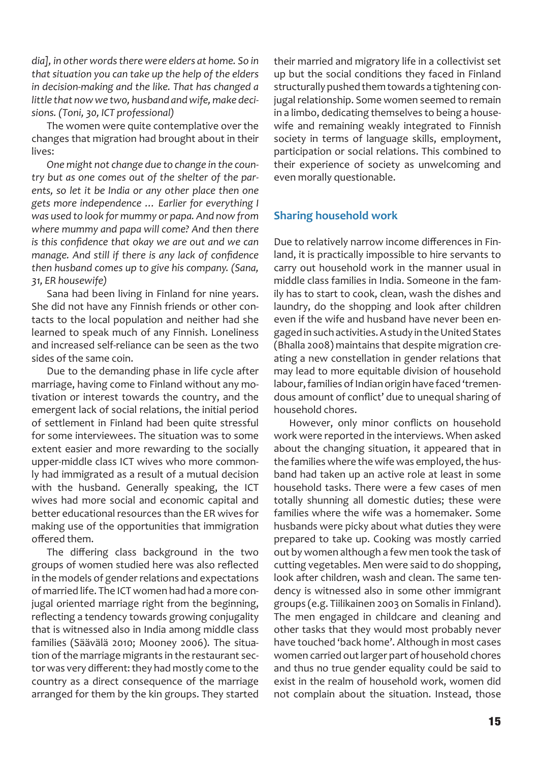*dia], in other words there were elders at home. So in that situation you can take up the help of the elders in decision-making and the like. That has changed a little that now we two, husband and wife, make decisions. (Toni, 30, ICT professional)*

The women were quite contemplative over the changes that migration had brought about in their lives:

*One might not change due to change in the country but as one comes out of the shelter of the parents, so let it be India or any other place then one gets more independence … Earlier for everything I was used to look for mummy or papa. And now from where mummy and papa will come? And then there is this confidence that okay we are out and we can manage. And still if there is any lack of confidence then husband comes up to give his company. (Sana, 31, ER housewife)*

Sana had been living in Finland for nine years. She did not have any Finnish friends or other contacts to the local population and neither had she learned to speak much of any Finnish. Loneliness and increased self-reliance can be seen as the two sides of the same coin.

Due to the demanding phase in life cycle after marriage, having come to Finland without any motivation or interest towards the country, and the emergent lack of social relations, the initial period of settlement in Finland had been quite stressful for some interviewees. The situation was to some extent easier and more rewarding to the socially upper-middle class ICT wives who more commonly had immigrated as a result of a mutual decision with the husband. Generally speaking, the ICT wives had more social and economic capital and better educational resources than the ER wives for making use of the opportunities that immigration offered them.

The differing class background in the two groups of women studied here was also reflected in the models of gender relations and expectations of married life. The ICT women had had a more conjugal oriented marriage right from the beginning, reflecting a tendency towards growing conjugality that is witnessed also in India among middle class families (Säävälä 2010; Mooney 2006). The situation of the marriage migrants in the restaurant sector was very different: they had mostly come to the country as a direct consequence of the marriage arranged for them by the kin groups. They started their married and migratory life in a collectivist set up but the social conditions they faced in Finland structurally pushed them towards a tightening conjugal relationship. Some women seemed to remain in a limbo, dedicating themselves to being a housewife and remaining weakly integrated to Finnish society in terms of language skills, employment, participation or social relations. This combined to their experience of society as unwelcoming and even morally questionable.

## Sharing household work

Due to relatively narrow income differences in Finland, it is practically impossible to hire servants to carry out household work in the manner usual in middle class families in India. Someone in the family has to start to cook, clean, wash the dishes and laundry, do the shopping and look after children even if the wife and husband have never been engaged in such activities. A study in the United States (Bhalla 2008) maintains that despite migration creating a new constellation in gender relations that may lead to more equitable division of household labour, families of Indian origin have faced 'tremendous amount of conflict' due to unequal sharing of household chores.

However, only minor conflicts on household work were reported in the interviews. When asked about the changing situation, it appeared that in the families where the wife was employed, the husband had taken up an active role at least in some household tasks. There were a few cases of men totally shunning all domestic duties; these were families where the wife was a homemaker. Some husbands were picky about what duties they were prepared to take up. Cooking was mostly carried out by women although a few men took the task of cutting vegetables. Men were said to do shopping, look after children, wash and clean. The same tendency is witnessed also in some other immigrant groups (e.g. Tiilikainen 2003 on Somalis in Finland). The men engaged in childcare and cleaning and other tasks that they would most probably never have touched 'back home'. Although in most cases women carried out larger part of household chores and thus no true gender equality could be said to exist in the realm of household work, women did not complain about the situation. Instead, those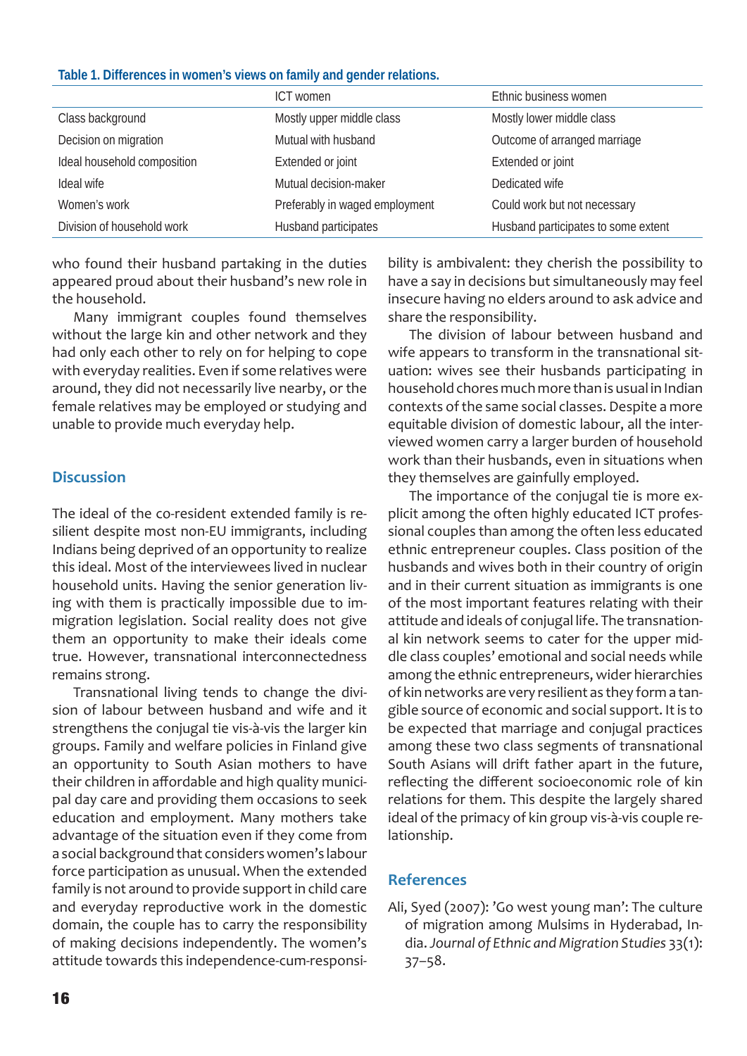**Table 1. Differences in women's views on family and gender relations.**

| | ICT women | Ethnic business women |
|---|---|---|
| Class background | Mostly upper middle class | Mostly lower middle class |
| Decision on migration | Mutual with husband | Outcome of arranged marriage |
| Ideal household composition | Extended or joint | Extended or joint |
| Ideal wife | Mutual decision-maker | Dedicated wife |
| Women's work | Preferably in waged employment | Could work but not necessary |
| Division of household work | Husband participates | Husband participates to some extent |

who found their husband partaking in the duties appeared proud about their husband's new role in the household.

Many immigrant couples found themselves without the large kin and other network and they had only each other to rely on for helping to cope with everyday realities. Even if some relatives were around, they did not necessarily live nearby, or the female relatives may be employed or studying and unable to provide much everyday help.

## Discussion

The ideal of the co-resident extended family is resilient despite most non-EU immigrants, including Indians being deprived of an opportunity to realize this ideal. Most of the interviewees lived in nuclear household units. Having the senior generation living with them is practically impossible due to immigration legislation. Social reality does not give them an opportunity to make their ideals come true. However, transnational interconnectedness remains strong.

Transnational living tends to change the division of labour between husband and wife and it strengthens the conjugal tie vis-à-vis the larger kin groups. Family and welfare policies in Finland give an opportunity to South Asian mothers to have their children in affordable and high quality municipal day care and providing them occasions to seek education and employment. Many mothers take advantage of the situation even if they come from a social background that considers women's labour force participation as unusual. When the extended family is not around to provide support in child care and everyday reproductive work in the domestic domain, the couple has to carry the responsibility of making decisions independently. The women's attitude towards this independence-cum-responsibility is ambivalent: they cherish the possibility to have a say in decisions but simultaneously may feel insecure having no elders around to ask advice and share the responsibility.

The division of labour between husband and wife appears to transform in the transnational situation: wives see their husbands participating in household chores much more than is usual in Indian contexts of the same social classes. Despite a more equitable division of domestic labour, all the interviewed women carry a larger burden of household work than their husbands, even in situations when they themselves are gainfully employed.

The importance of the conjugal tie is more explicit among the often highly educated ICT professional couples than among the often less educated ethnic entrepreneur couples. Class position of the husbands and wives both in their country of origin and in their current situation as immigrants is one of the most important features relating with their attitude and ideals of conjugal life. The transnational kin network seems to cater for the upper middle class couples' emotional and social needs while among the ethnic entrepreneurs, wider hierarchies of kin networks are very resilient as they form a tangible source of economic and social support. It is to be expected that marriage and conjugal practices among these two class segments of transnational South Asians will drift father apart in the future, reflecting the different socioeconomic role of kin relations for them. This despite the largely shared ideal of the primacy of kin group vis-à-vis couple relationship.

## References

Ali, Syed (2007): 'Go west young man': The culture of migration among Mulsims in Hyderabad, India. *Journal of Ethnic and Migration Studies* 33(1): 37–58.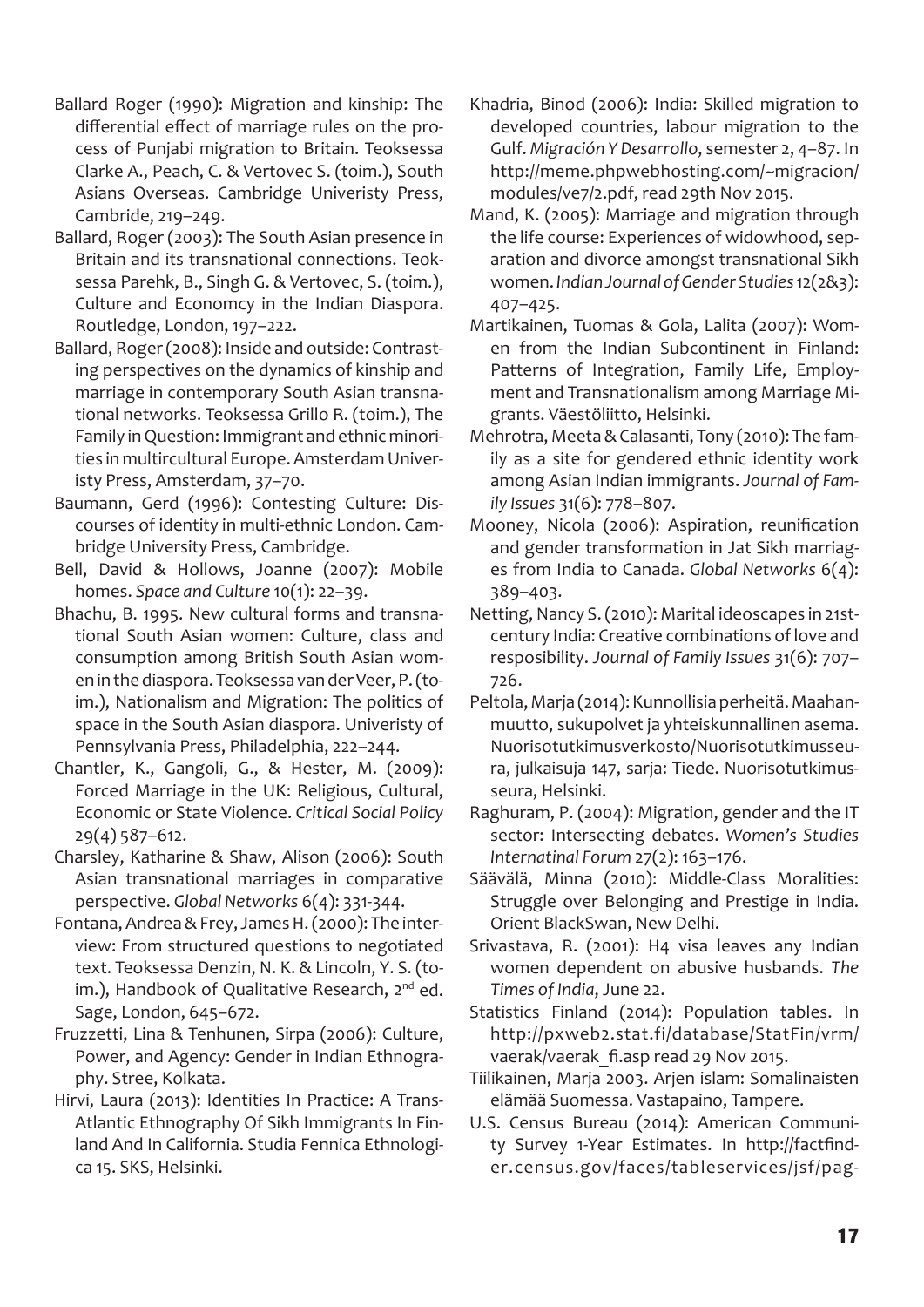Ballard Roger (1990): Migration and kinship: The differential effect of marriage rules on the process of Punjabi migration to Britain. Teoksessa Clarke A., Peach, C. & Vertovec S. (toim.), South Asians Overseas. Cambridge Univeristy Press, Cambride, 219–249.

Ballard, Roger (2003): The South Asian presence in Britain and its transnational connections. Teoksessa Parehk, B., Singh G. & Vertovec, S. (toim.), Culture and Economcy in the Indian Diaspora. Routledge, London, 197–222.

Ballard, Roger (2008): Inside and outside: Contrasting perspectives on the dynamics of kinship and marriage in contemporary South Asian transnational networks. Teoksessa Grillo R. (toim.), The Family in Question: Immigrant and ethnic minorities in multicultural Europe. Amsterdam Univeristy Press, Amsterdam, 37–70.

Baumann, Gerd (1996): Contesting Culture: Discourses of identity in multi-ethnic London. Cambridge University Press, Cambridge.

Bell, David & Hollows, Joanne (2007): Mobile homes. *Space and Culture* 10(1): 22–39.

Bhachu, B. 1995. New cultural forms and transnational South Asian women: Culture, class and consumption among British South Asian women in the diaspora. Teoksessa van der Veer, P. (toim.), Nationalism and Migration: The politics of space in the South Asian diaspora. Univeristy of Pennsylvania Press, Philadelphia, 222–244.

Chantler, K., Gangoli, G., & Hester, M. (2009): Forced Marriage in the UK: Religious, Cultural, Economic or State Violence. *Critical Social Policy* 29(4) 587–612.

Charsley, Katharine & Shaw, Alison (2006): South Asian transnational marriages in comparative perspective. *Global Networks* 6(4): 331-344.

Fontana, Andrea & Frey, James H. (2000): The interview: From structured questions to negotiated text. Teoksessa Denzin, N. K. & Lincoln, Y. S. (toim.), Handbook of Qualitative Research, 2nd ed. Sage, London, 645–672.

Fruzzetti, Lina & Tenhunen, Sirpa (2006): Culture, Power, and Agency: Gender in Indian Ethnography. Stree, Kolkata.

Hirvi, Laura (2013): Identities In Practice: A Trans-Atlantic Ethnography Of Sikh Immigrants In Finland And In California. Studia Fennica Ethnologica 15. SKS, Helsinki.

Khadria, Binod (2006): India: Skilled migration to developed countries, labour migration to the Gulf. *Migración Y Desarrollo*, semester 2, 4–87. In http://meme.phpwebhosting.com/~migracion/modules/ve7/2.pdf, read 29th Nov 2015.

Mand, K. (2005): Marriage and migration through the life course: Experiences of widowhood, separation and divorce amongst transnational Sikh women. *Indian Journal of Gender Studies* 12(2&3): 407–425.

Martikainen, Tuomas & Gola, Lalita (2007): Women from the Indian Subcontinent in Finland: Patterns of Integration, Family Life, Employment and Transnationalism among Marriage Migrants. Väestöliitto, Helsinki.

Mehrotra, Meeta & Calasanti, Tony (2010): The family as a site for gendered ethnic identity work among Asian Indian immigrants. *Journal of Family Issues* 31(6): 778–807.

Mooney, Nicola (2006): Aspiration, reunification and gender transformation in Jat Sikh marriages from India to Canada. *Global Networks* 6(4): 389–403.

Netting, Nancy S. (2010): Marital ideoscapes in 21st-century India: Creative combinations of love and resposibility. *Journal of Family Issues* 31(6): 707–726.

Peltola, Marja (2014): Kunnollisia perheitä. Maahanmuutto, sukupolvet ja yhteiskunnallinen asema. Nuorisotutkimusverkosto/Nuorisotutkimusseura, julkaisuja 147, sarja: Tiede. Nuorisotutkimusseura, Helsinki.

Raghuram, P. (2004): Migration, gender and the IT sector: Intersecting debates. *Women's Studies Internatinal Forum* 27(2): 163–176.

Säävälä, Minna (2010): Middle-Class Moralities: Struggle over Belonging and Prestige in India. Orient BlackSwan, New Delhi.

Srivastava, R. (2001): H4 visa leaves any Indian women dependent on abusive husbands. *The Times of India*, June 22.

Statistics Finland (2014): Population tables. In http://pxweb2.stat.fi/database/StatFin/vrm/vaerak/vaerak_fi.asp read 29 Nov 2015.

Tiilikainen, Marja 2003. Arjen islam: Somalinaisten elämää Suomessa. Vastapaino, Tampere.

U.S. Census Bureau (2014): American Community Survey 1-Year Estimates. In http://factfinder.census.gov/faces/tableservices/jsf/pag-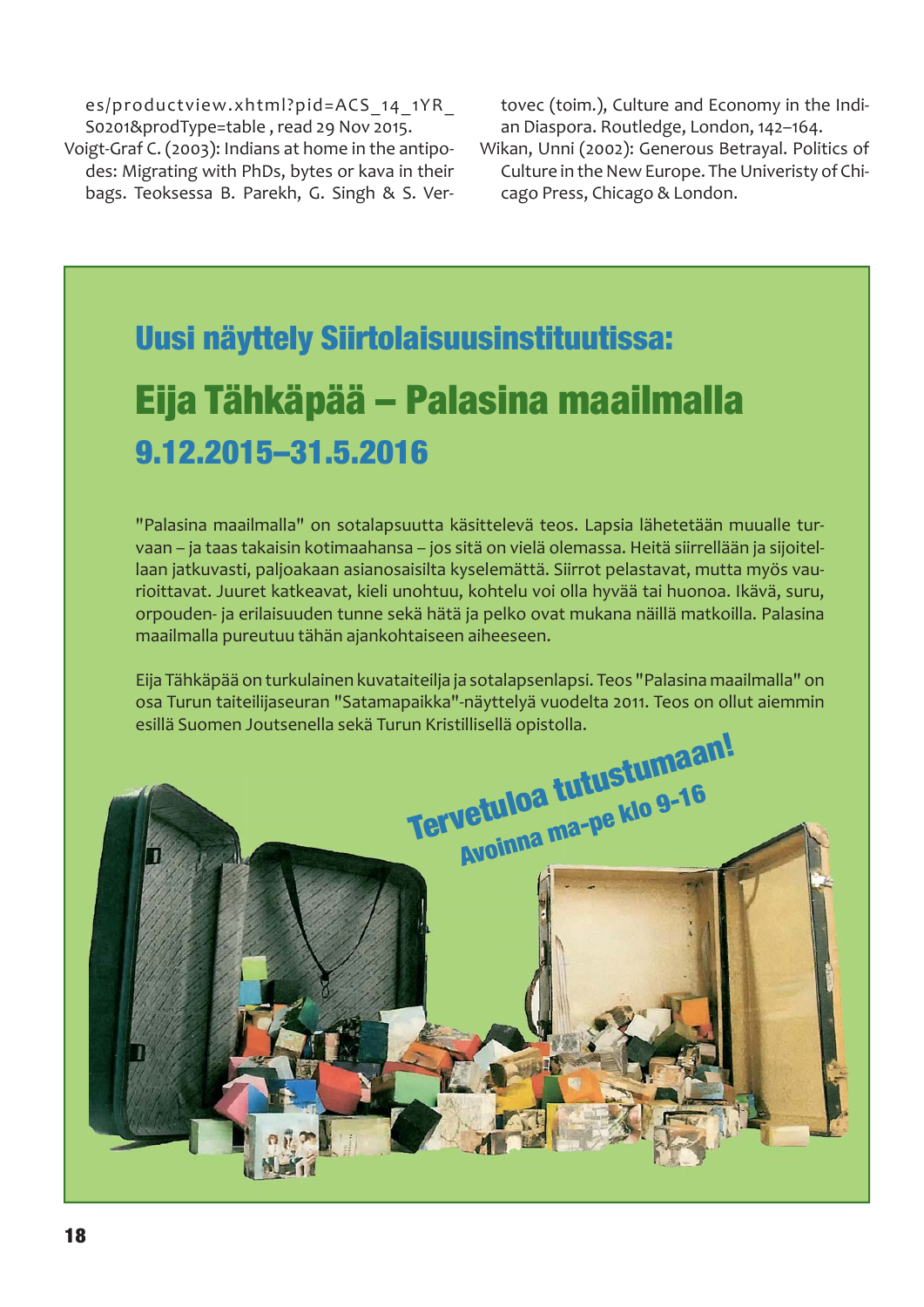es/productview.xhtml?pid=ACS_14_1YR_S0201&prodType=table , read 29 Nov 2015.

Voigt-Graf C. (2003): Indians at home in the antipodes: Migrating with PhDs, bytes or kava in their bags. Teoksessa B. Parekh, G. Singh & S. Vertovec (toim.), Culture and Economy in the Indian Diaspora. Routledge, London, 142–164.

Wikan, Unni (2002): Generous Betrayal. Politics of Culture in the New Europe. The Univeristy of Chicago Press, Chicago & London.

## Uusi näyttely Siirtolaisuusinstituutissa:

# Eija Tähkäpää – Palasina maailmalla

## 9.12.2015–31.5.2016

"Palasina maailmalla" on sotalapsuutta käsittelevä teos. Lapsia lähetetään muualle turvaan – ja taas takaisin kotimaahansa – jos sitä on vielä olemassa. Heitä siirrellään ja sijoitellaan jatkuvasti, paljoakaan asianosaisilta kyselemättä. Siirrot pelastavat, mutta myös vaurioittavat. Juuret katkeavat, kieli unohtuu, kohtelu voi olla hyvää tai huonoa. Ikävä, suru, orpouden- ja erilaisuuden tunne sekä hätä ja pelko ovat mukana näillä matkoilla. Palasina maailmalla pureutuu tähän ajankohtaiseen aiheeseen.

Eija Tähkäpää on turkulainen kuvataiteilija ja sotalapsenlapsi. Teos "Palasina maailmalla" on osa Turun taiteilijaseuran "Satamapaikka"-näyttelyä vuodelta 2011. Teos on ollut aiemmin esillä Suomen Joutsenella sekä Turun Kristillisellä opistolla.

**Tervetuloa tutustumaan!**

**Avoinna ma-pe klo 9-16**